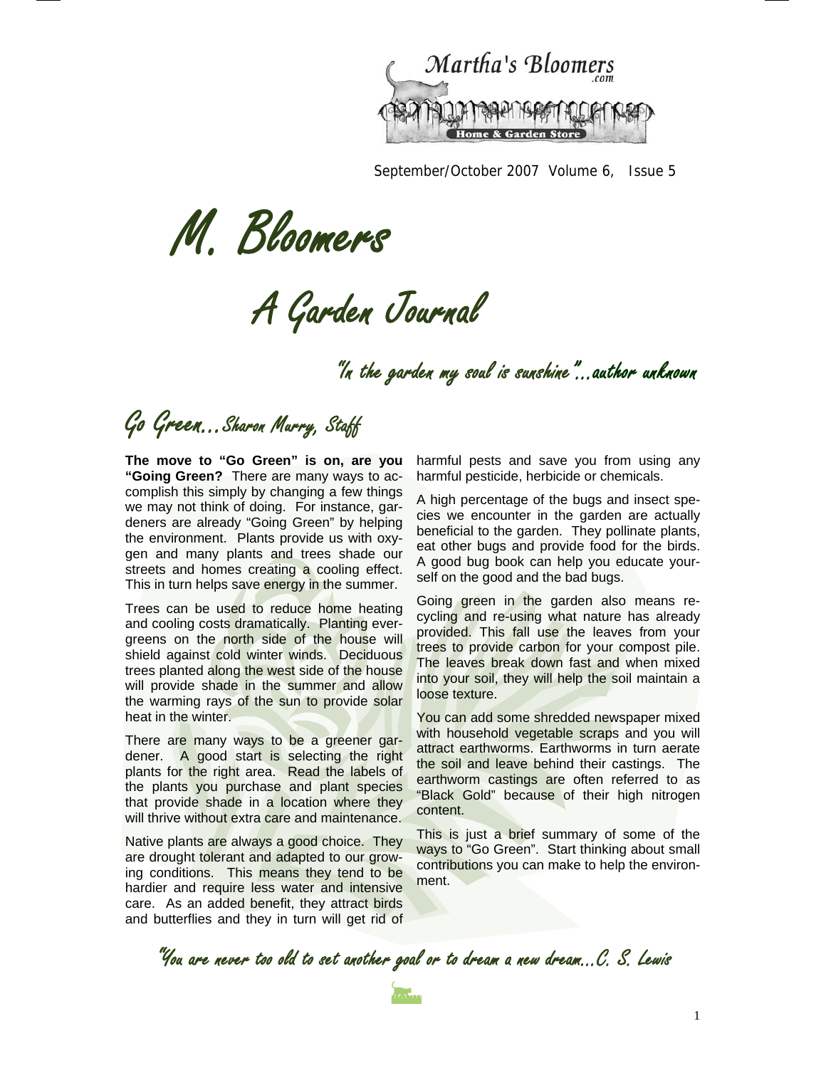Martha's Bloomers.com

Home & Garden Store

September/October 2007 Volume 6, Issue 5

# M. Bloomers

## A Garden Journal

*"In the garden my soul is sunshine"...author unknown*

## Go Green...Sharon Murry, Staff

**The move to "Go Green" is on, are you "Going Green?** There are many ways to accomplish this simply by changing a few things we may not think of doing. For instance, gardeners are already "Going Green" by helping the environment. Plants provide us with oxygen and many plants and trees shade our streets and homes creating a cooling effect. This in turn helps save energy in the summer.

Trees can be used to reduce home heating and cooling costs dramatically. Planting evergreens on the north side of the house will shield against cold winter winds. Deciduous trees planted along the west side of the house will provide shade in the summer and allow the warming rays of the sun to provide solar heat in the winter.

There are many ways to be a greener gardener. A good start is selecting the right plants for the right area. Read the labels of the plants you purchase and plant species that provide shade in a location where they will thrive without extra care and maintenance.

Native plants are always a good choice. They are drought tolerant and adapted to our growing conditions. This means they tend to be hardier and require less water and intensive care. As an added benefit, they attract birds and butterflies and they in turn will get rid of harmful pests and save you from using any harmful pesticide, herbicide or chemicals.

A high percentage of the bugs and insect species we encounter in the garden are actually beneficial to the garden. They pollinate plants, eat other bugs and provide food for the birds. A good bug book can help you educate yourself on the good and the bad bugs.

Going green in the garden also means recycling and re-using what nature has already provided. This fall use the leaves from your trees to provide carbon for your compost pile. The leaves break down fast and when mixed into your soil, they will help the soil maintain a loose texture.

You can add some shredded newspaper mixed with household vegetable scraps and you will attract earthworms. Earthworms in turn aerate the soil and leave behind their castings. The earthworm castings are often referred to as "Black Gold" because of their high nitrogen content.

This is just a brief summary of some of the ways to "Go Green". Start thinking about small contributions you can make to help the environment.

*"You are never too old to set another goal or to dream a new dream...C. S. Lewis*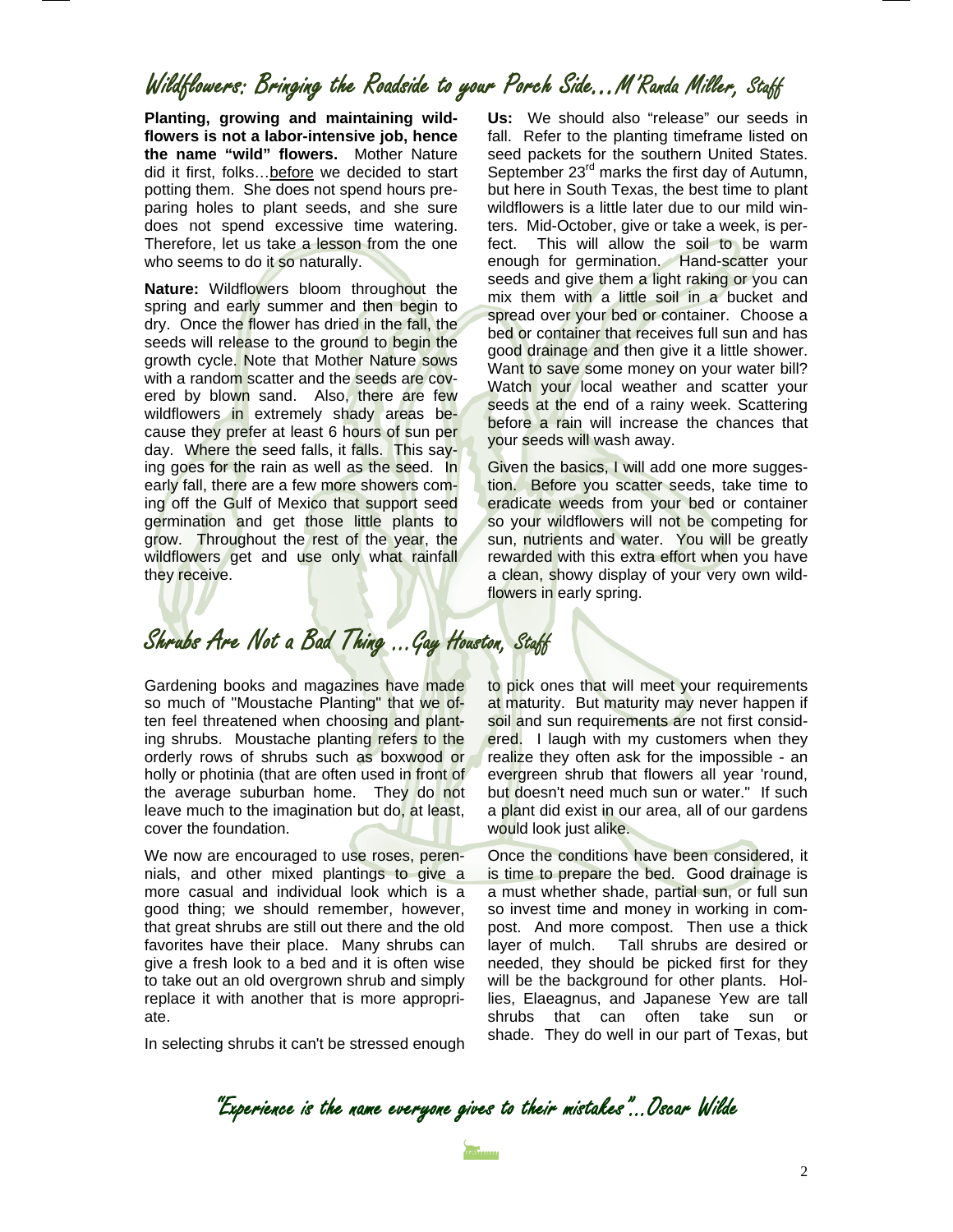## Wildflowers: Bringing the Roadside to your Porch Side…M'Randa Miller, Staff

**Planting, growing and maintaining wildflowers is not a labor-intensive job, hence the name "wild" flowers.** Mother Nature did it first, folks…before we decided to start potting them. She does not spend hours preparing holes to plant seeds, and she sure does not spend excessive time watering. Therefore, let us take a lesson from the one who seems to do it so naturally.

**Nature:** Wildflowers bloom throughout the spring and early summer and then begin to dry. Once the flower has dried in the fall, the seeds will release to the ground to begin the growth cycle. Note that Mother Nature sows with a random scatter and the seeds are covered by blown sand. Also, there are few wildflowers in extremely shady areas because they prefer at least 6 hours of sun per day. Where the seed falls, it falls. This saying goes for the rain as well as the seed. In early fall, there are a few more showers coming off the Gulf of Mexico that support seed germination and get those little plants to grow. Throughout the rest of the year, the wildflowers get and use only what rainfall they receive.

**Us:** We should also "release" our seeds in fall. Refer to the planting timeframe listed on seed packets for the southern United States. September 23rd marks the first day of Autumn, but here in South Texas, the best time to plant wildflowers is a little later due to our mild winters. Mid-October, give or take a week, is perfect. This will allow the soil to be warm enough for germination. Hand-scatter your seeds and give them a light raking or you can mix them with a little soil in a bucket and spread over your bed or container. Choose a bed or container that receives full sun and has good drainage and then give it a little shower. Want to save some money on your water bill? Watch your local weather and scatter your seeds at the end of a rainy week. Scattering before a rain will increase the chances that your seeds will wash away.

Given the basics, I will add one more suggestion. Before you scatter seeds, take time to eradicate weeds from your bed or container so your wildflowers will not be competing for sun, nutrients and water. You will be greatly rewarded with this extra effort when you have a clean, showy display of your very own wildflowers in early spring.

## Shrubs Are Not a Bad Thing …Gay Houston, Staff

Gardening books and magazines have made so much of "Moustache Planting" that we often feel threatened when choosing and planting shrubs. Moustache planting refers to the orderly rows of shrubs such as boxwood or holly or photinia (that are often used in front of the average suburban home. They do not leave much to the imagination but do, at least, cover the foundation.

We now are encouraged to use roses, perennials, and other mixed plantings to give a more casual and individual look which is a good thing; we should remember, however, that great shrubs are still out there and the old favorites have their place. Many shrubs can give a fresh look to a bed and it is often wise to take out an old overgrown shrub and simply replace it with another that is more appropriate.

In selecting shrubs it can't be stressed enough to pick ones that will meet your requirements at maturity. But maturity may never happen if soil and sun requirements are not first considered. I laugh with my customers when they realize they often ask for the impossible - an evergreen shrub that flowers all year 'round, but doesn't need much sun or water." If such a plant did exist in our area, all of our gardens would look just alike.

Once the conditions have been considered, it is time to prepare the bed. Good drainage is a must whether shade, partial sun, or full sun so invest time and money in working in compost. And more compost. Then use a thick layer of mulch. Tall shrubs are desired or needed, they should be picked first for they will be the background for other plants. Hollies, Elaeagnus, and Japanese Yew are tall shrubs that can often take sun or shade. They do well in our part of Texas, but

*"Experience is the name everyone gives to their mistakes"…Oscar Wilde*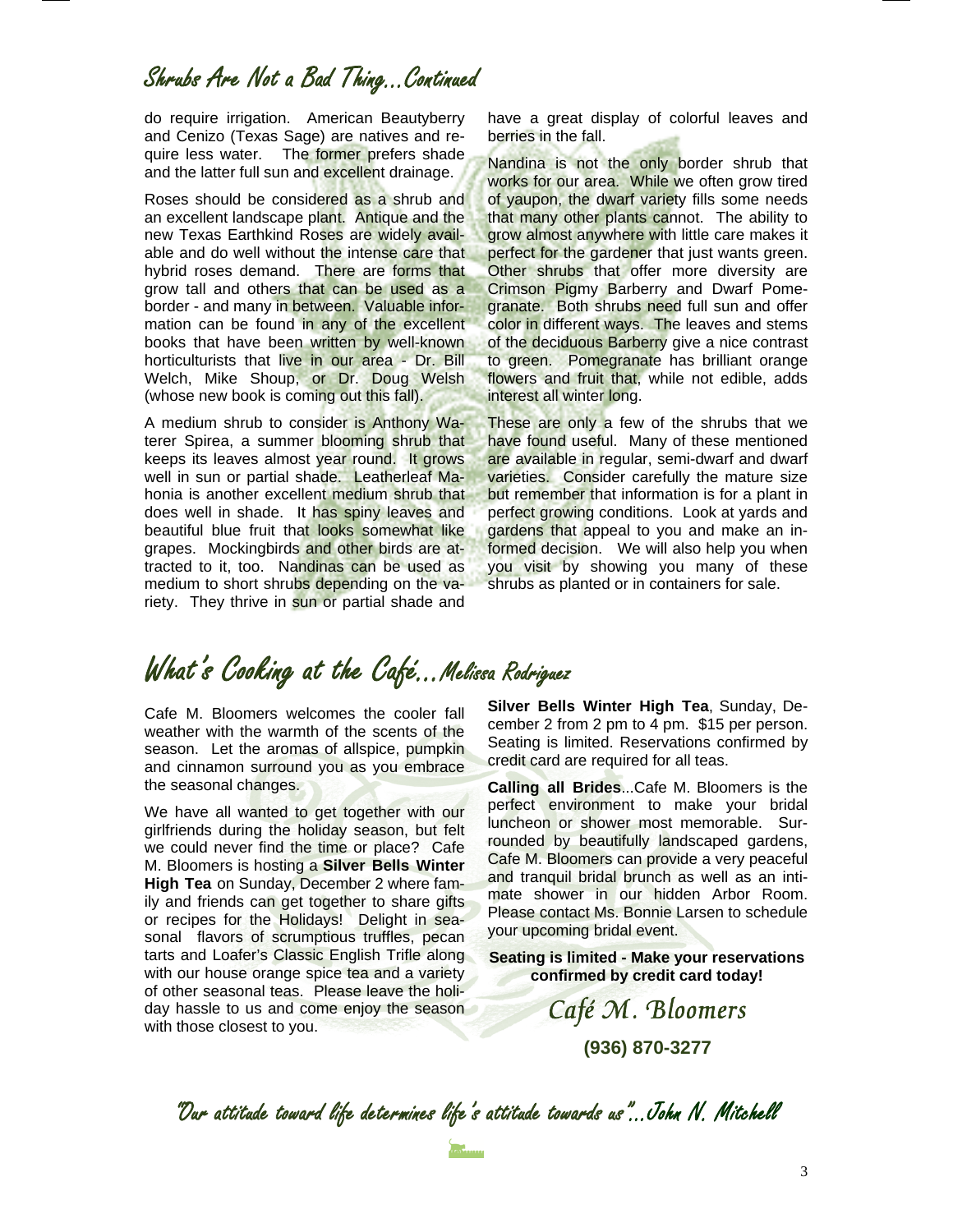## Shrubs Are Not a Bad Thing…Continued

do require irrigation. American Beautyberry and Cenizo (Texas Sage) are natives and require less water. The former prefers shade and the latter full sun and excellent drainage.

Roses should be considered as a shrub and an excellent landscape plant. Antique and the new Texas Earthkind Roses are widely available and do well without the intense care that hybrid roses demand. There are forms that grow tall and others that can be used as a border - and many in between. Valuable information can be found in any of the excellent books that have been written by well-known horticulturists that live in our area - Dr. Bill Welch, Mike Shoup, or Dr. Doug Welsh (whose new book is coming out this fall).

A medium shrub to consider is Anthony Waterer Spirea, a summer blooming shrub that keeps its leaves almost year round. It grows well in sun or partial shade. Leatherleaf Mahonia is another excellent medium shrub that does well in shade. It has spiny leaves and beautiful blue fruit that looks somewhat like grapes. Mockingbirds and other birds are attracted to it, too. Nandinas can be used as medium to short shrubs depending on the variety. They thrive in sun or partial shade and have a great display of colorful leaves and berries in the fall.

Nandina is not the only border shrub that works for our area. While we often grow tired of yaupon, the dwarf variety fills some needs that many other plants cannot. The ability to grow almost anywhere with little care makes it perfect for the gardener that just wants green. Other shrubs that offer more diversity are Crimson Pigmy Barberry and Dwarf Pomegranate. Both shrubs need full sun and offer color in different ways. The leaves and stems of the deciduous Barberry give a nice contrast to green. Pomegranate has brilliant orange flowers and fruit that, while not edible, adds interest all winter long.

These are only a few of the shrubs that we have found useful. Many of these mentioned are available in regular, semi-dwarf and dwarf varieties. Consider carefully the mature size but remember that information is for a plant in perfect growing conditions. Look at yards and gardens that appeal to you and make an informed decision. We will also help you when you visit by showing you many of these shrubs as planted or in containers for sale.

## What's Cooking at the Café…Melissa Rodriguez

Cafe M. Bloomers welcomes the cooler fall weather with the warmth of the scents of the season. Let the aromas of allspice, pumpkin and cinnamon surround you as you embrace the seasonal changes.

We have all wanted to get together with our girlfriends during the holiday season, but felt we could never find the time or place? Cafe M. Bloomers is hosting a **Silver Bells Winter High Tea** on Sunday, December 2 where family and friends can get together to share gifts or recipes for the Holidays! Delight in seasonal flavors of scrumptious truffles, pecan tarts and Loafer's Classic English Trifle along with our house orange spice tea and a variety of other seasonal teas. Please leave the holiday hassle to us and come enjoy the season with those closest to you.

**Silver Bells Winter High Tea**, Sunday, December 2 from 2 pm to 4 pm. $15 per person. Seating is limited. Reservations confirmed by credit card are required for all teas.

**Calling all Brides**...Cafe M. Bloomers is the perfect environment to make your bridal luncheon or shower most memorable. Surrounded by beautifully landscaped gardens, Cafe M. Bloomers can provide a very peaceful and tranquil bridal brunch as well as an intimate shower in our hidden Arbor Room. Please contact Ms. Bonnie Larsen to schedule your upcoming bridal event.

**Seating is limited - Make your reservations confirmed by credit card today!**

*Café M. Bloomers*

**(936) 870-3277**

*"Our attitude toward life determines life's attitude towards us"…John N. Mitchell*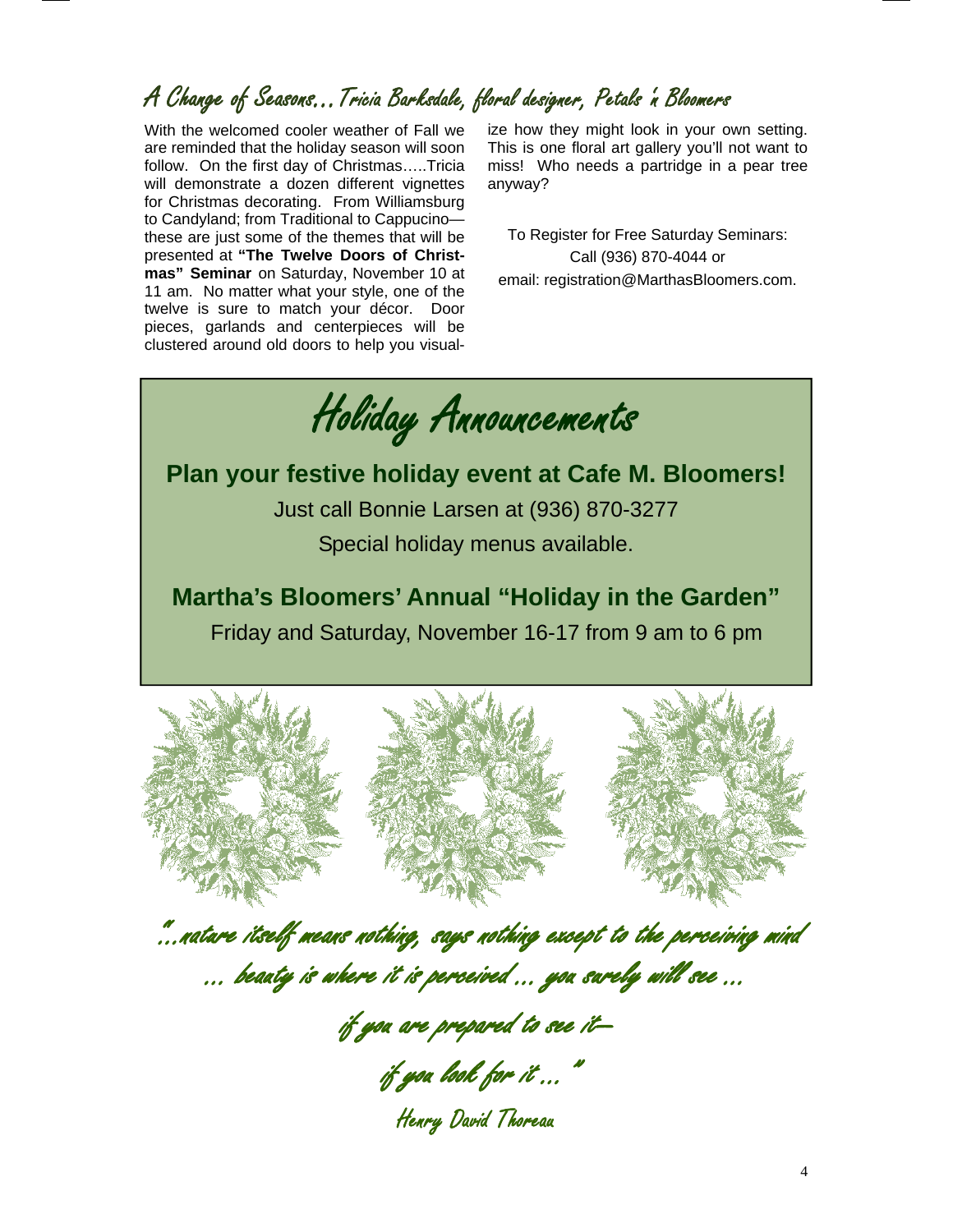## A Change of Seasons…Tricia Barksdale, floral designer, Petals 'n Bloomers

With the welcomed cooler weather of Fall we are reminded that the holiday season will soon follow. On the first day of Christmas…..Tricia will demonstrate a dozen different vignettes for Christmas decorating. From Williamsburg to Candyland; from Traditional to Cappucino—these are just some of the themes that will be presented at **"The Twelve Doors of Christmas" Seminar** on Saturday, November 10 at 11 am. No matter what your style, one of the twelve is sure to match your décor. Door pieces, garlands and centerpieces will be clustered around old doors to help you visualize how they might look in your own setting. This is one floral art gallery you'll not want to miss! Who needs a partridge in a pear tree anyway?

To Register for Free Saturday Seminars:
Call (936) 870-4044 or
email: registration@MarthasBloomers.com.

# Holiday Announcements

**Plan your festive holiday event at Cafe M. Bloomers!**

Just call Bonnie Larsen at (936) 870-3277

Special holiday menus available.

**Martha's Bloomers' Annual "Holiday in the Garden"**

Friday and Saturday, November 16-17 from 9 am to 6 pm

*"…nature itself means nothing, says nothing except to the perceiving mind … beauty is where it is perceived … you surely will see …*

*if you are prepared to see it—*

*if you look for it … "*

Henry David Thoreau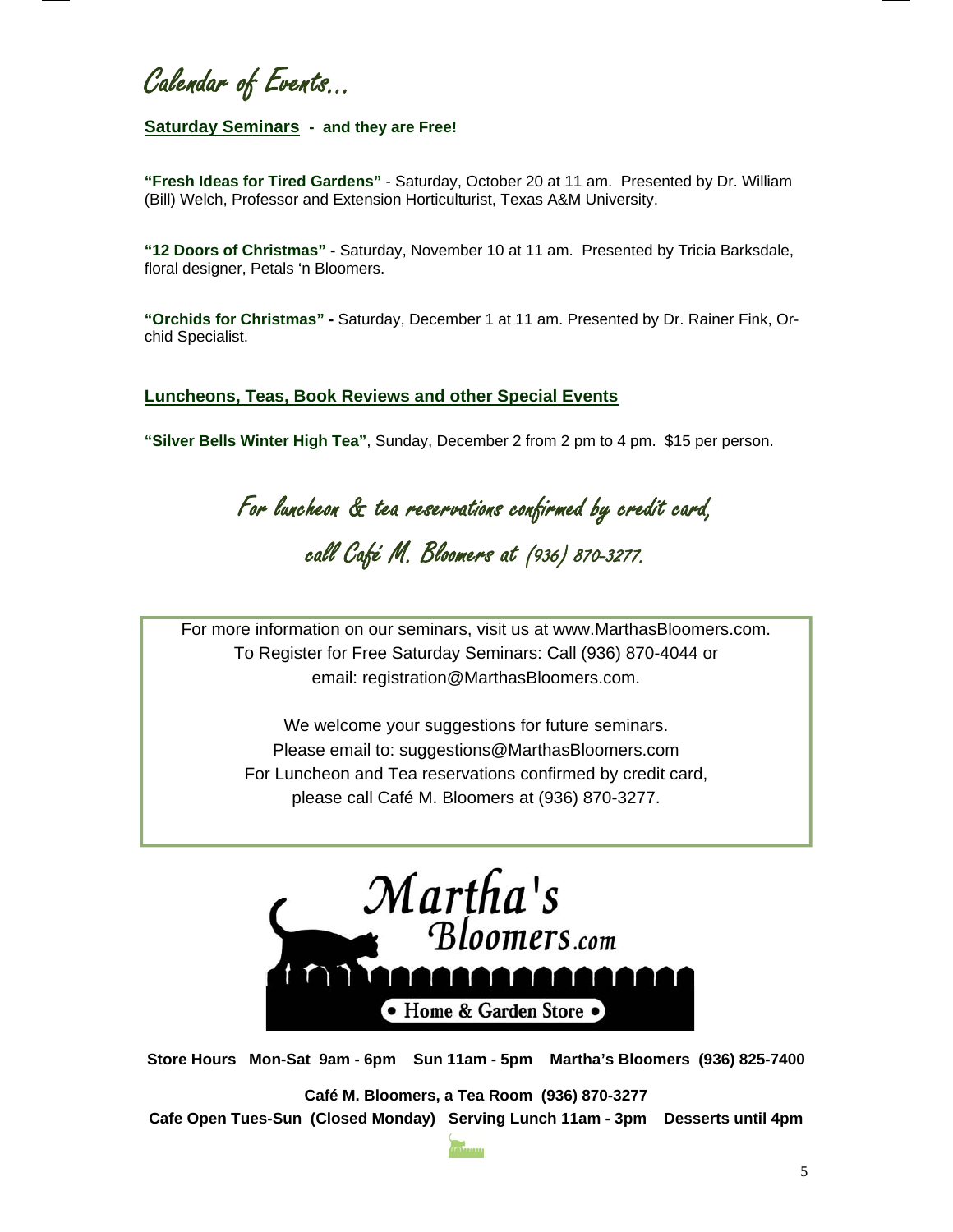# Calendar of Events...

**Saturday Seminars - and they are Free!**

**"Fresh Ideas for Tired Gardens"** - Saturday, October 20 at 11 am. Presented by Dr. William (Bill) Welch, Professor and Extension Horticulturist, Texas A&M University.

**"12 Doors of Christmas" -** Saturday, November 10 at 11 am. Presented by Tricia Barksdale, floral designer, Petals 'n Bloomers.

**"Orchids for Christmas" -** Saturday, December 1 at 11 am. Presented by Dr. Rainer Fink, Orchid Specialist.

**Luncheons, Teas, Book Reviews and other Special Events**

**"Silver Bells Winter High Tea"**, Sunday, December 2 from 2 pm to 4 pm. $15 per person.

*For luncheon & tea reservations confirmed by credit card, call Café M. Bloomers at (936) 870-3277.*

For more information on our seminars, visit us at www.MarthasBloomers.com.
To Register for Free Saturday Seminars: Call (936) 870-4044 or email: registration@MarthasBloomers.com.

We welcome your suggestions for future seminars.
Please email to: suggestions@MarthasBloomers.com
For Luncheon and Tea reservations confirmed by credit card, please call Café M. Bloomers at (936) 870-3277.

Martha's Bloomers.com
• Home & Garden Store •

**Store Hours Mon-Sat 9am - 6pm Sun 11am - 5pm Martha's Bloomers (936) 825-7400**

**Café M. Bloomers, a Tea Room (936) 870-3277**
**Cafe Open Tues-Sun (Closed Monday) Serving Lunch 11am - 3pm Desserts until 4pm**